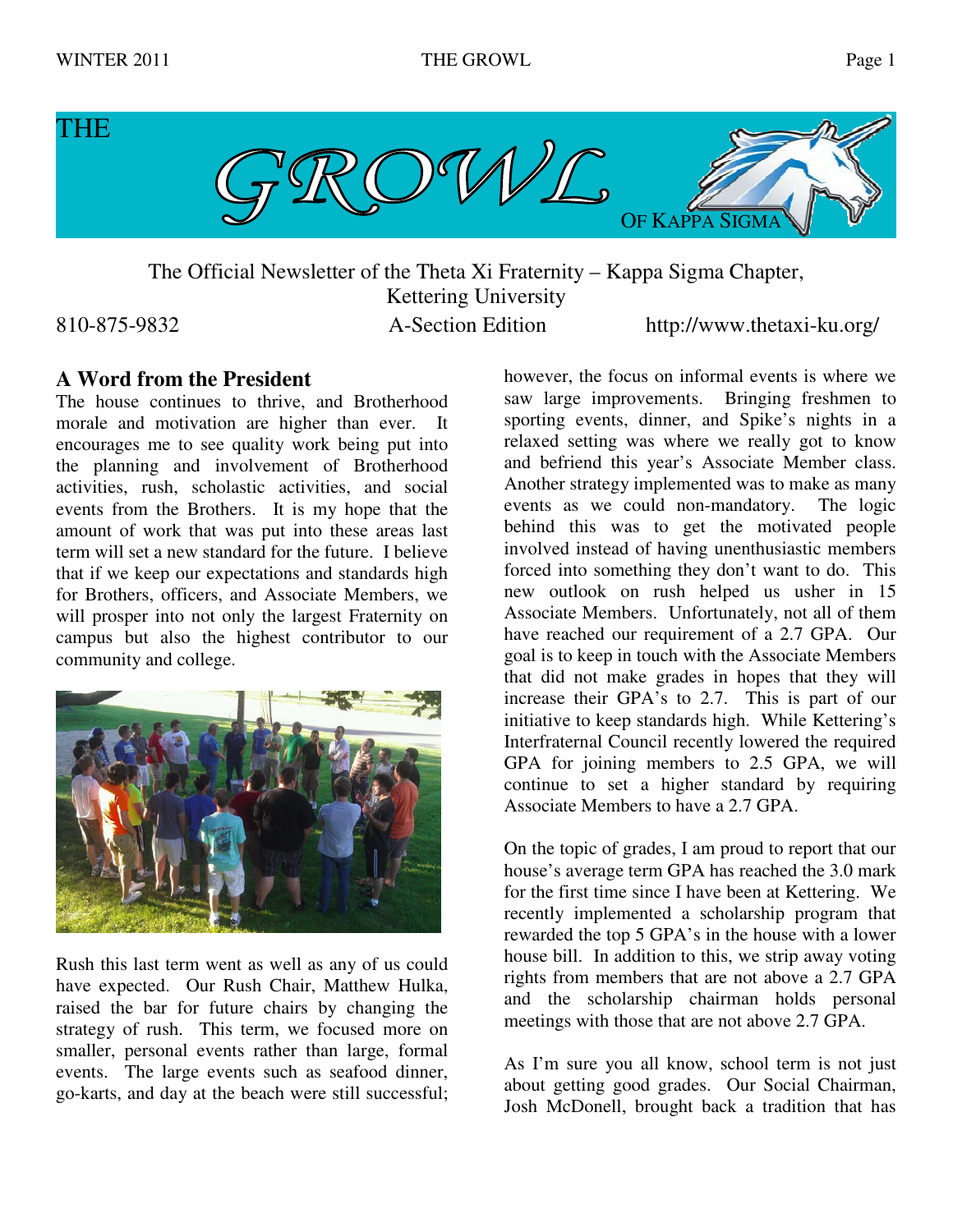# THE GROWL OF KAPPA SIGMA

The Official Newsletter of the Theta Xi Fraternity – Kappa Sigma Chapter, Kettering University

810-875-9832 A-Section Edition http://www.thetaxi-ku.org/

## A Word from the President

The house continues to thrive, and Brotherhood morale and motivation are higher than ever. It encourages me to see quality work being put into the planning and involvement of Brotherhood activities, rush, scholastic activities, and social events from the Brothers. It is my hope that the amount of work that was put into these areas last term will set a new standard for the future. I believe that if we keep our expectations and standards high for Brothers, officers, and Associate Members, we will prosper into not only the largest Fraternity on campus but also the highest contributor to our community and college.

Rush this last term went as well as any of us could have expected. Our Rush Chair, Matthew Hulka, raised the bar for future chairs by changing the strategy of rush. This term, we focused more on smaller, personal events rather than large, formal events. The large events such as seafood dinner, go-karts, and day at the beach were still successful; however, the focus on informal events is where we saw large improvements. Bringing freshmen to sporting events, dinner, and Spike's nights in a relaxed setting was where we really got to know and befriend this year's Associate Member class. Another strategy implemented was to make as many events as we could non-mandatory. The logic behind this was to get the motivated people involved instead of having unenthusiastic members forced into something they don't want to do. This new outlook on rush helped us usher in 15 Associate Members. Unfortunately, not all of them have reached our requirement of a 2.7 GPA. Our goal is to keep in touch with the Associate Members that did not make grades in hopes that they will increase their GPA's to 2.7. This is part of our initiative to keep standards high. While Kettering's Interfraternal Council recently lowered the required GPA for joining members to 2.5 GPA, we will continue to set a higher standard by requiring Associate Members to have a 2.7 GPA.

On the topic of grades, I am proud to report that our house's average term GPA has reached the 3.0 mark for the first time since I have been at Kettering. We recently implemented a scholarship program that rewarded the top 5 GPA's in the house with a lower house bill. In addition to this, we strip away voting rights from members that are not above a 2.7 GPA and the scholarship chairman holds personal meetings with those that are not above 2.7 GPA.

As I'm sure you all know, school term is not just about getting good grades. Our Social Chairman, Josh McDonell, brought back a tradition that has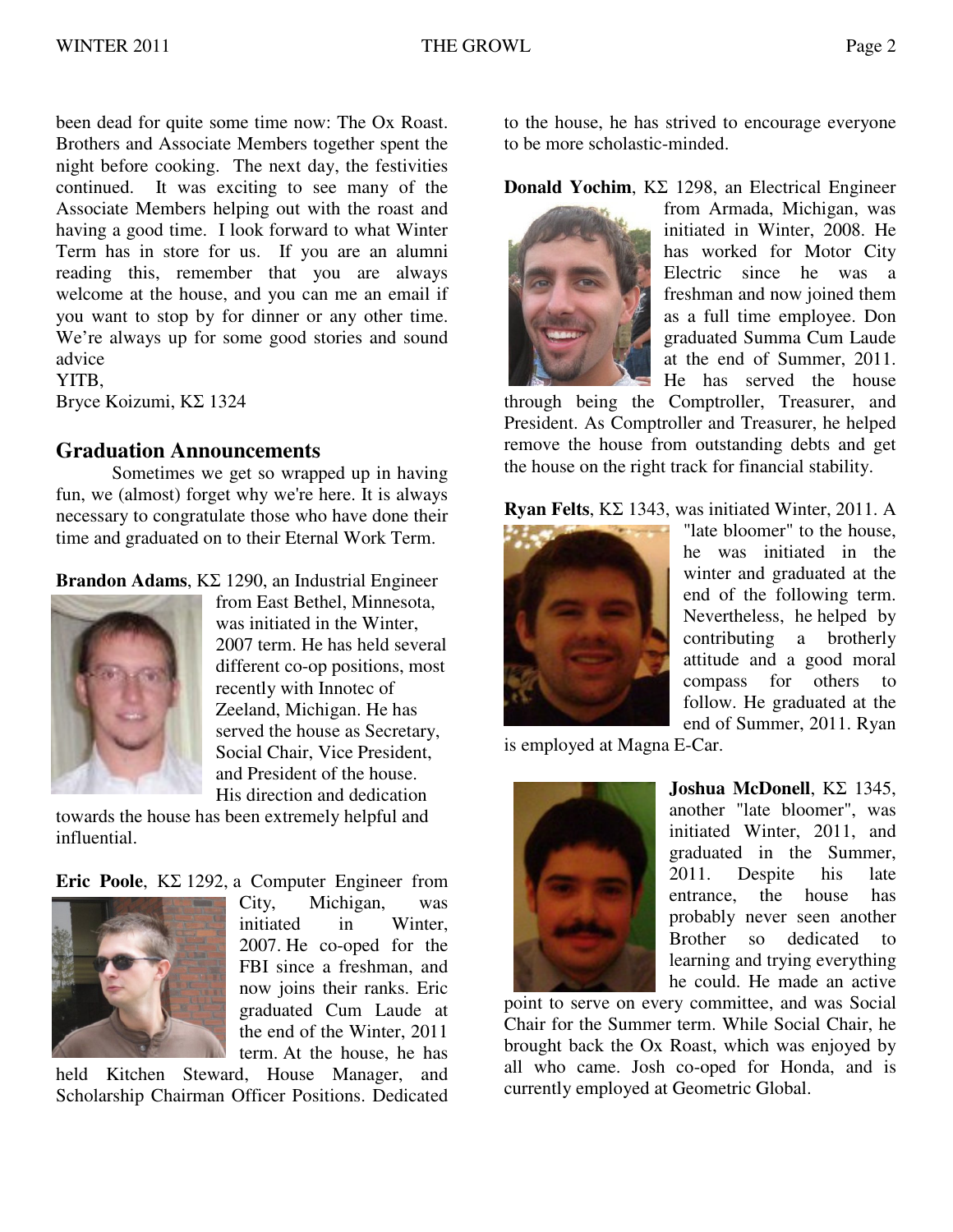been dead for quite some time now: The Ox Roast. Brothers and Associate Members together spent the night before cooking. The next day, the festivities continued. It was exciting to see many of the Associate Members helping out with the roast and having a good time. I look forward to what Winter Term has in store for us. If you are an alumni reading this, remember that you are always welcome at the house, and you can me an email if you want to stop by for dinner or any other time. We're always up for some good stories and sound advice

YITB,
Bryce Koizumi, KΣ 1324

## Graduation Announcements

Sometimes we get so wrapped up in having fun, we (almost) forget why we're here. It is always necessary to congratulate those who have done their time and graduated on to their Eternal Work Term.

**Brandon Adams**, KΣ 1290, an Industrial Engineer from East Bethel, Minnesota, was initiated in the Winter, 2007 term. He has held several different co-op positions, most recently with Innotec of Zeeland, Michigan. He has served the house as Secretary, Social Chair, Vice President, and President of the house. His direction and dedication towards the house has been extremely helpful and influential.

**Eric Poole**, KΣ 1292, a Computer Engineer from City, Michigan, was initiated in Winter, 2007. He co-oped for the FBI since a freshman, and now joins their ranks. Eric graduated Cum Laude at the end of the Winter, 2011 term. At the house, he has held Kitchen Steward, House Manager, and Scholarship Chairman Officer Positions. Dedicated to the house, he has strived to encourage everyone to be more scholastic-minded.

**Donald Yochim**, KΣ 1298, an Electrical Engineer from Armada, Michigan, was initiated in Winter, 2008. He has worked for Motor City Electric since he was a freshman and now joined them as a full time employee. Don graduated Summa Cum Laude at the end of Summer, 2011. He has served the house through being the Comptroller, Treasurer, and President. As Comptroller and Treasurer, he helped remove the house from outstanding debts and get the house on the right track for financial stability.

**Ryan Felts**, KΣ 1343, was initiated Winter, 2011. A "late bloomer" to the house, he was initiated in the winter and graduated at the end of the following term. Nevertheless, he helped by contributing a brotherly attitude and a good moral compass for others to follow. He graduated at the end of Summer, 2011. Ryan is employed at Magna E-Car.

**Joshua McDonell**, KΣ 1345, another "late bloomer", was initiated Winter, 2011, and graduated in the Summer, 2011. Despite his late entrance, the house has probably never seen another Brother so dedicated to learning and trying everything he could. He made an active point to serve on every committee, and was Social Chair for the Summer term. While Social Chair, he brought back the Ox Roast, which was enjoyed by all who came. Josh co-oped for Honda, and is currently employed at Geometric Global.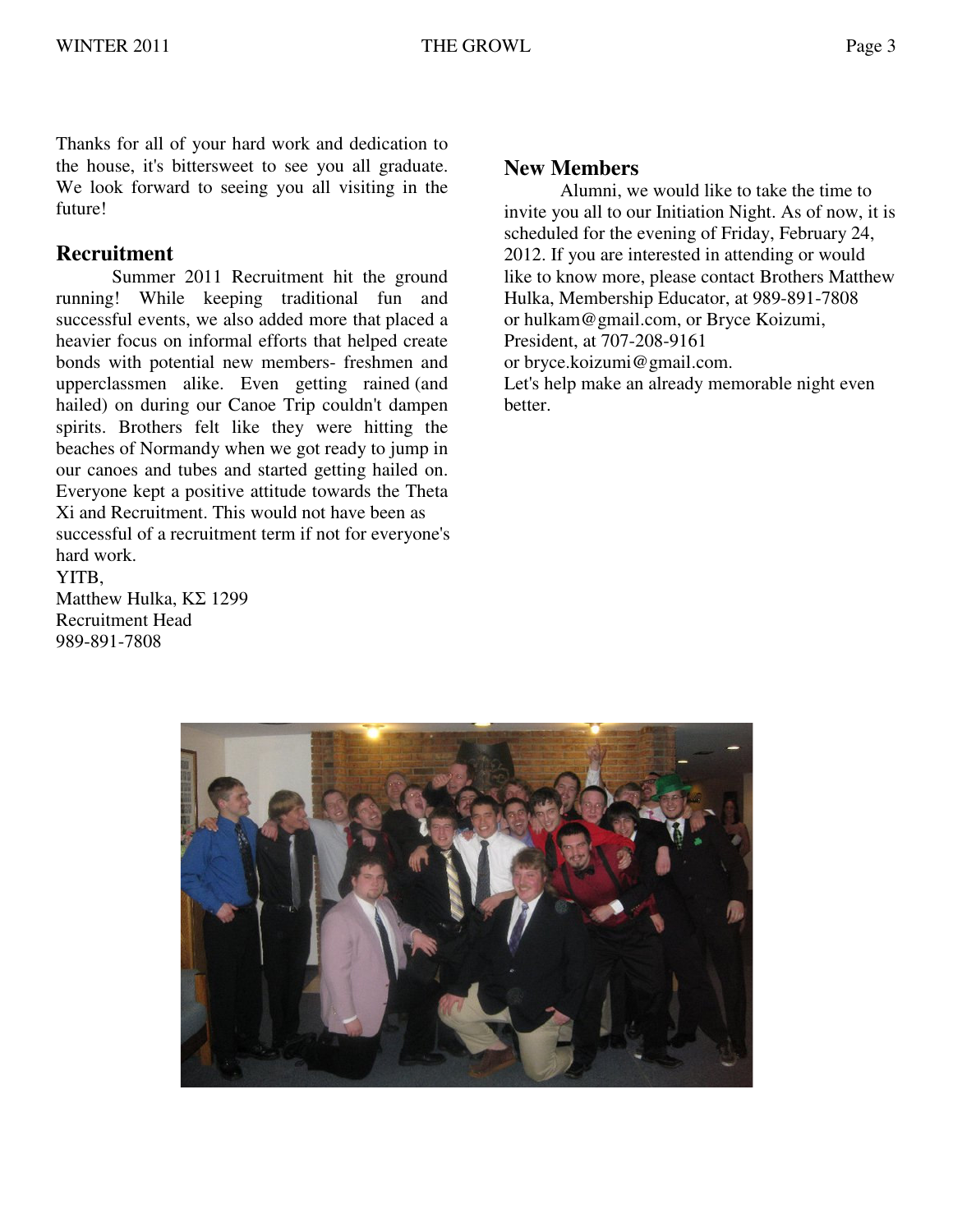Thanks for all of your hard work and dedication to the house, it's bittersweet to see you all graduate. We look forward to seeing you all visiting in the future!

## Recruitment

Summer 2011 Recruitment hit the ground running! While keeping traditional fun and successful events, we also added more that placed a heavier focus on informal efforts that helped create bonds with potential new members- freshmen and upperclassmen alike. Even getting rained (and hailed) on during our Canoe Trip couldn't dampen spirits. Brothers felt like they were hitting the beaches of Normandy when we got ready to jump in our canoes and tubes and started getting hailed on. Everyone kept a positive attitude towards the Theta Xi and Recruitment. This would not have been as successful of a recruitment term if not for everyone's hard work.

YITB,
Matthew Hulka, ΚΣ 1299
Recruitment Head
989-891-7808

## New Members

Alumni, we would like to take the time to invite you all to our Initiation Night. As of now, it is scheduled for the evening of Friday, February 24, 2012. If you are interested in attending or would like to know more, please contact Brothers Matthew Hulka, Membership Educator, at 989-891-7808 or hulkam@gmail.com, or Bryce Koizumi, President, at 707-208-9161 or bryce.koizumi@gmail.com.

Let's help make an already memorable night even better.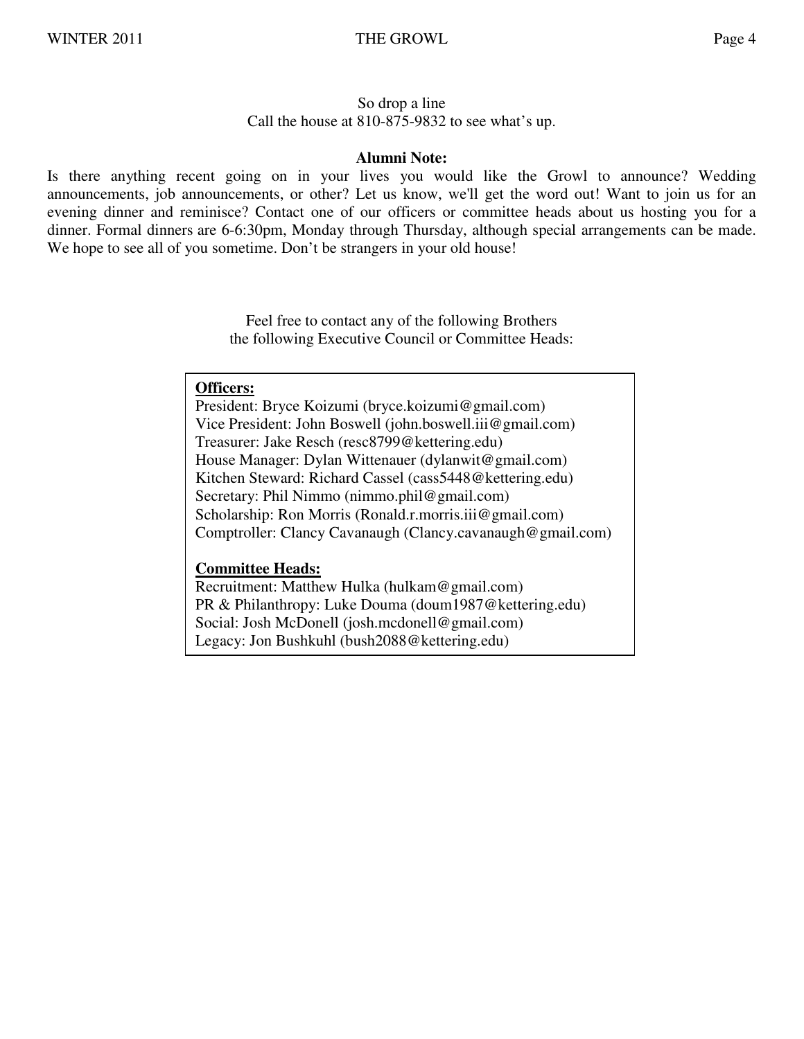So drop a line
Call the house at 810-875-9832 to see what's up.

**Alumni Note:**

Is there anything recent going on in your lives you would like the Growl to announce? Wedding announcements, job announcements, or other? Let us know, we'll get the word out! Want to join us for an evening dinner and reminisce? Contact one of our officers or committee heads about us hosting you for a dinner. Formal dinners are 6-6:30pm, Monday through Thursday, although special arrangements can be made. We hope to see all of you sometime. Don't be strangers in your old house!

Feel free to contact any of the following Brothers
the following Executive Council or Committee Heads:

**Officers:**

President: Bryce Koizumi (bryce.koizumi@gmail.com)
Vice President: John Boswell (john.boswell.iii@gmail.com)
Treasurer: Jake Resch (resc8799@kettering.edu)
House Manager: Dylan Wittenauer (dylanwit@gmail.com)
Kitchen Steward: Richard Cassel (cass5448@kettering.edu)
Secretary: Phil Nimmo (nimmo.phil@gmail.com)
Scholarship: Ron Morris (Ronald.r.morris.iii@gmail.com)
Comptroller: Clancy Cavanaugh (Clancy.cavanaugh@gmail.com)

**Committee Heads:**

Recruitment: Matthew Hulka (hulkam@gmail.com)
PR & Philanthropy: Luke Douma (doum1987@kettering.edu)
Social: Josh McDonell (josh.mcdonell@gmail.com)
Legacy: Jon Bushkuhl (bush2088@kettering.edu)